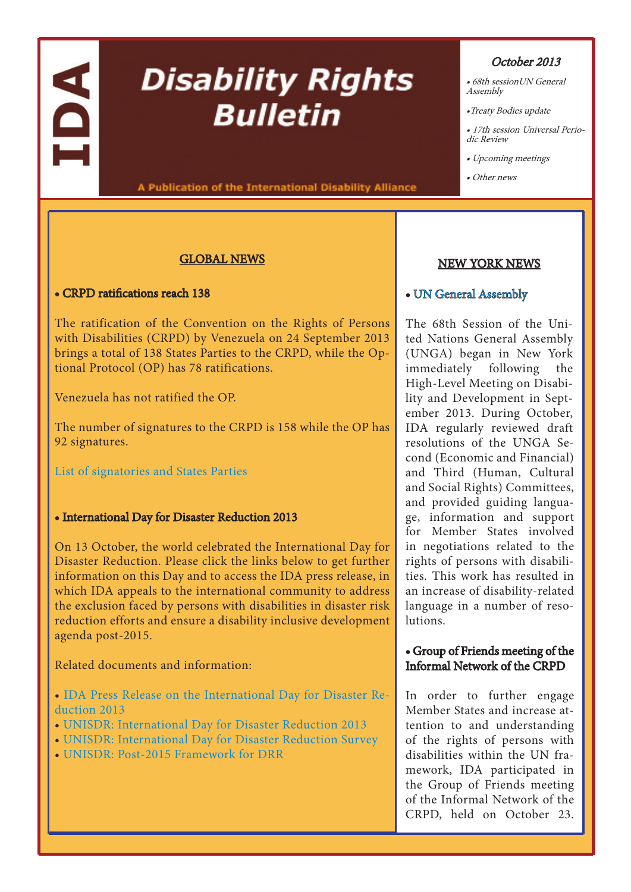# IDA Disability Rights Bulletin

A Publication of the International Disability Alliance

*October 2013*

- *68th sessionUN General Assembly*
- *Treaty Bodies update*
- *17th session Universal Periodic Review*
- *Upcoming meetings*
- *Other news*

## GLOBAL NEWS

### • CRPD ratifications reach 138

The ratification of the Convention on the Rights of Persons with Disabilities (CRPD) by Venezuela on 24 September 2013 brings a total of 138 States Parties to the CRPD, while the Optional Protocol (OP) has 78 ratifications.

Venezuela has not ratified the OP.

The number of signatures to the CRPD is 158 while the OP has 92 signatures.

List of signatories and States Parties

### • International Day for Disaster Reduction 2013

On 13 October, the world celebrated the International Day for Disaster Reduction. Please click the links below to get further information on this Day and to access the IDA press release, in which IDA appeals to the international community to address the exclusion faced by persons with disabilities in disaster risk reduction efforts and ensure a disability inclusive development agenda post-2015.

Related documents and information:

- IDA Press Release on the International Day for Disaster Reduction 2013
- UNISDR: International Day for Disaster Reduction 2013
- UNISDR: International Day for Disaster Reduction Survey
- UNISDR: Post-2015 Framework for DRR

## NEW YORK NEWS

### • UN General Assembly

The 68th Session of the United Nations General Assembly (UNGA) began in New York immediately following the High-Level Meeting on Disability and Development in September 2013. During October, IDA regularly reviewed draft resolutions of the UNGA Second (Economic and Financial) and Third (Human, Cultural and Social Rights) Committees, and provided guiding language, information and support for Member States involved in negotiations related to the rights of persons with disabilities. This work has resulted in an increase of disability-related language in a number of resolutions.

### • Group of Friends meeting of the Informal Network of the CRPD

In order to further engage Member States and increase attention to and understanding of the rights of persons with disabilities within the UN framework, IDA participated in the Group of Friends meeting of the Informal Network of the CRPD, held on October 23.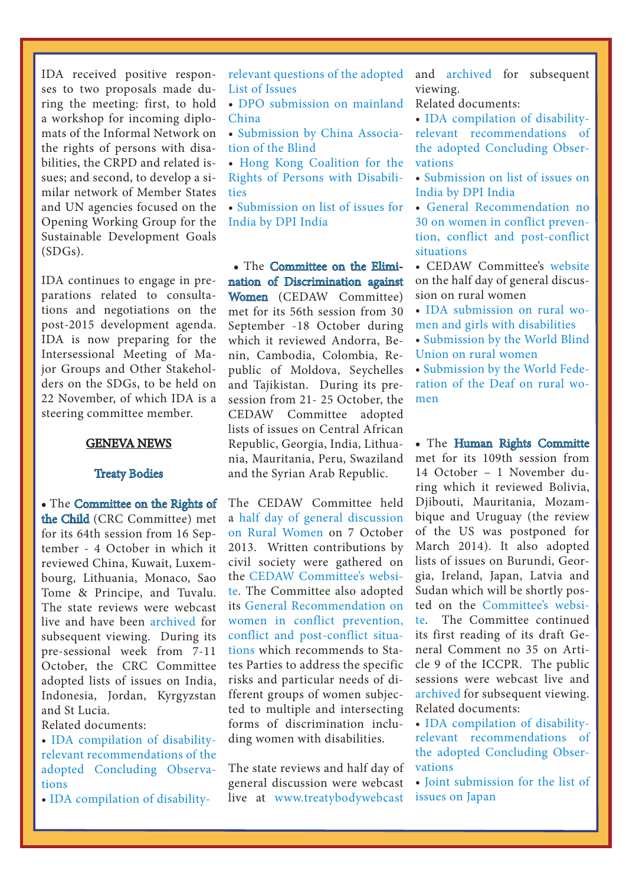IDA received positive responses to two proposals made during the meeting: first, to hold a workshop for diplomats of the Informal Network on the rights of persons with disabilities, the CRPD and related issues; and second, to develop a similar network of Member States and UN agencies focused on the Opening Working Group for the Sustainable Development Goals (SDGs).

IDA continues to engage in preparations related to consultations and negotiations on the post-2015 development agenda. IDA is now preparing for the Intersessional Meeting of Major Groups and Other Stakeholders on the SDGs, to be held on 22 November, of which IDA is a steering committee member.

## GENEVA NEWS

### Treaty Bodies

- The **Committee on the Rights of the Child** (CRC Committee) met for its 64th session from 16 September - 4 October in which it reviewed China, Kuwait, Luxembourg, Lithuania, Monaco, Sao Tome & Principe, and Tuvalu. The state reviews were webcast live and have been archived for subsequent viewing. During its pre-sessional week from 7-11 October, the CRC Committee adopted lists of issues on India, Indonesia, Jordan, Kyrgyzstan and St Lucia.

Related documents:

- IDA compilation of disability-relevant recommendations of the adopted Concluding Observations
- IDA compilation of disability-relevant questions of the adopted List of Issues
- DPO submission on mainland China
- Submission by China Association of the Blind
- Hong Kong Coalition for the Rights of Persons with Disabilities
- Submission on list of issues for India by DPI India

- The **Committee on the Elimination of Discrimination against Women** (CEDAW Committee) met for its 56th session from 30 September -18 October during which it reviewed Andorra, Benin, Cambodia, Colombia, Republic of Moldova, Seychelles and Tajikistan. During its presession from 21- 25 October, the CEDAW Committee adopted lists of issues on Central African Republic, Georgia, India, Lithuania, Mauritania, Peru, Swaziland and the Syrian Arab Republic.

The CEDAW Committee held a half day of general discussion on Rural Women on 7 October 2013. Written contributions by civil society were gathered on the CEDAW Committee's website. The Committee also adopted its General Recommendation on women in conflict prevention, conflict and post-conflict situations which recommends to States Parties to address the specific risks and particular needs of different groups of women subjected to multiple and intersecting forms of discrimination including women with disabilities.

The state reviews and half day of general discussion were webcast live at www.treatybodywebcast and archived for subsequent viewing.

Related documents:

- IDA compilation of disability-relevant recommendations of the adopted Concluding Observations
- Submission on list of issues on India by DPI India
- General Recommendation no 30 on women in conflict prevention, conflict and post-conflict situations
- CEDAW Committee's website on the half day of general discussion on rural women
- IDA submission on rural women and girls with disabilities
- Submission by the World Blind Union on rural women
- Submission by the World Federation of the Deaf on rural women

- The **Human Rights Committe** met for its 109th session from 14 October – 1 November during which it reviewed Bolivia, Djibouti, Mauritania, Mozambique and Uruguay (the review of the US was postponed for March 2014). It also adopted lists of issues on Burundi, Georgia, Ireland, Japan, Latvia and Sudan which will be shortly posted on the Committee's website. The Committee continued its first reading of its draft General Comment no 35 on Article 9 of the ICCPR. The public sessions were webcast live and archived for subsequent viewing.

Related documents:

- IDA compilation of disability-relevant recommendations of the adopted Concluding Observations
- Joint submission for the list of issues on Japan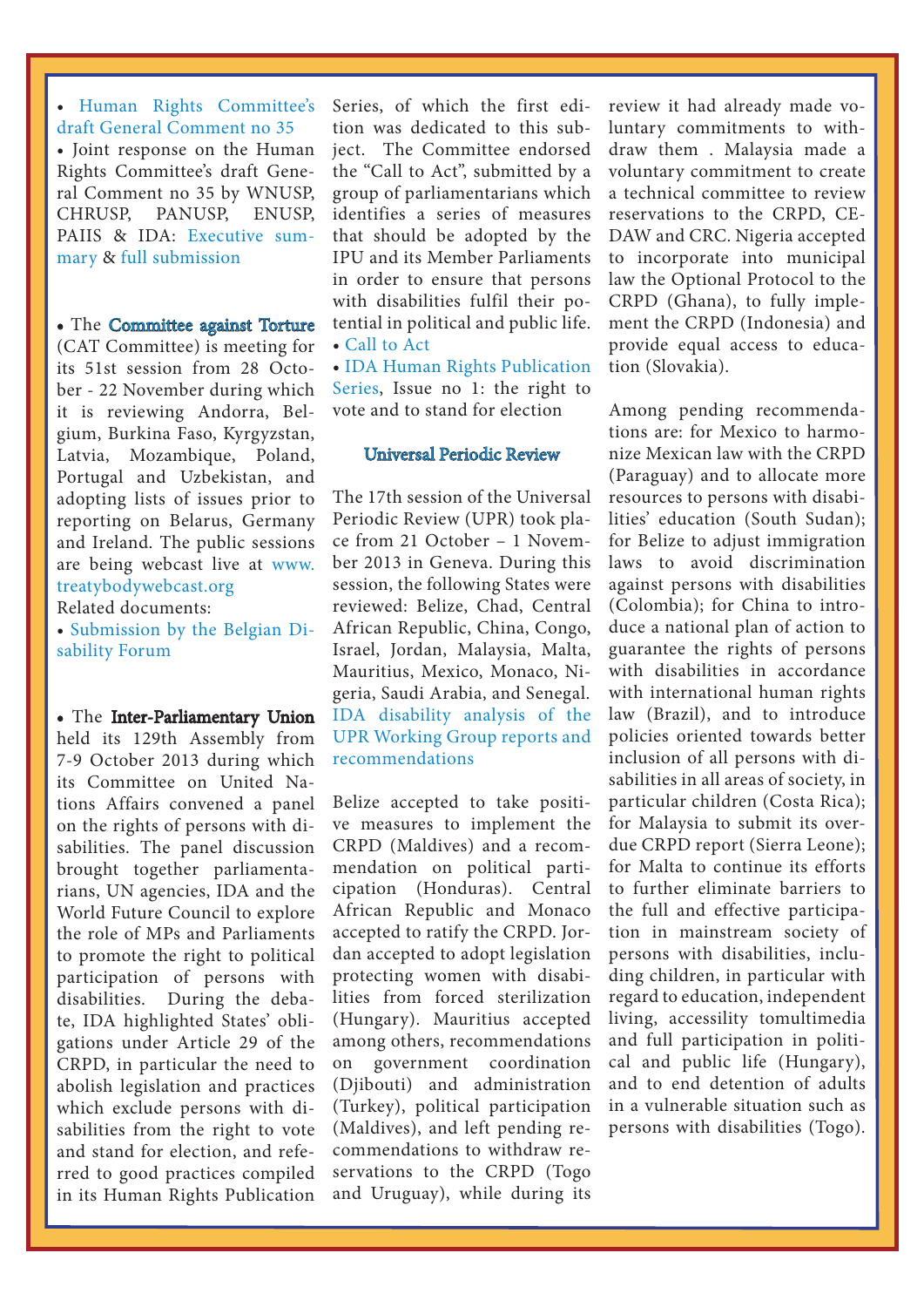- Human Rights Committee's draft General Comment no 35
- Joint response on the Human Rights Committee's draft General Comment no 35 by WNUSP, CHRUSP, PANUSP, ENUSP, PAIIS & IDA: Executive summary & full submission

- The **Committee against Torture** (CAT Committee) is meeting for its 51st session from 28 October - 22 November during which it is reviewing Andorra, Belgium, Burkina Faso, Kyrgyzstan, Latvia, Mozambique, Poland, Portugal and Uzbekistan, and adopting lists of issues prior to reporting on Belarus, Germany and Ireland. The public sessions are being webcast live at www.treatybodywebcast.org

Related documents:

- Submission by the Belgian Disability Forum

- The **Inter-Parliamentary Union** held its 129th Assembly from 7-9 October 2013 during which its Committee on United Nations Affairs convened a panel on the rights of persons with disabilities. The panel discussion brought together parliamentarians, UN agencies, IDA and the World Future Council to explore the role of MPs and Parliaments to promote the right to political participation of persons with disabilities. During the debate, IDA highlighted States' obligations under Article 29 of the CRPD, in particular the need to abolish legislation and practices which exclude persons with disabilities from the right to vote and stand for election, and referred to good practices compiled in its Human Rights Publication Series, of which the first edition was dedicated to this subject. The Committee endorsed the "Call to Act", submitted by a group of parliamentarians which identifies a series of measures that should be adopted by the IPU and its Member Parliaments in order to ensure that persons with disabilities fulfil their potential in political and public life.

- Call to Act
- IDA Human Rights Publication Series, Issue no 1: the right to vote and to stand for election

## Universal Periodic Review

The 17th session of the Universal Periodic Review (UPR) took place from 21 October – 1 November 2013 in Geneva. During this session, the following States were reviewed: Belize, Chad, Central African Republic, China, Congo, Israel, Jordan, Malaysia, Malta, Mauritius, Mexico, Monaco, Nigeria, Saudi Arabia, and Senegal. IDA disability analysis of the UPR Working Group reports and recommendations

Belize accepted to take positive measures to implement the CRPD (Maldives) and a recommendation on political participation (Honduras). Central African Republic and Monaco accepted to ratify the CRPD. Jordan accepted to adopt legislation protecting women with disabilities from forced sterilization (Hungary). Mauritius accepted among others, recommendations on government coordination (Djibouti) and administration (Turkey), political participation (Maldives), and left pending recommendations to withdraw reservations to the CRPD (Togo and Uruguay), while during its review it had already made voluntary commitments to withdraw them . Malaysia made a voluntary commitment to create a technical committee to review reservations to the CRPD, CEDAW and CRC. Nigeria accepted to incorporate into municipal law the Optional Protocol to the CRPD (Ghana), to fully implement the CRPD (Indonesia) and provide equal access to education (Slovakia).

Among pending recommendations are: for Mexico to harmonize Mexican law with the CRPD (Paraguay) and to allocate more resources to persons with disabilities' education (South Sudan); for Belize to adjust immigration laws to avoid discrimination against persons with disabilities (Colombia); for China to introduce a national plan of action to guarantee the rights of persons with disabilities in accordance with international human rights law (Brazil), and to introduce policies oriented towards better inclusion of all persons with disabilities in all areas of society, in particular children (Costa Rica); for Malaysia to submit its overdue CRPD report (Sierra Leone); for Malta to continue its efforts to further eliminate barriers to the full and effective participation in mainstream society of persons with disabilities, including children, in particular with regard to education, independent living, accessity tomultimedia and full participation in political and public life (Hungary), and to end detention of adults in a vulnerable situation such as persons with disabilities (Togo).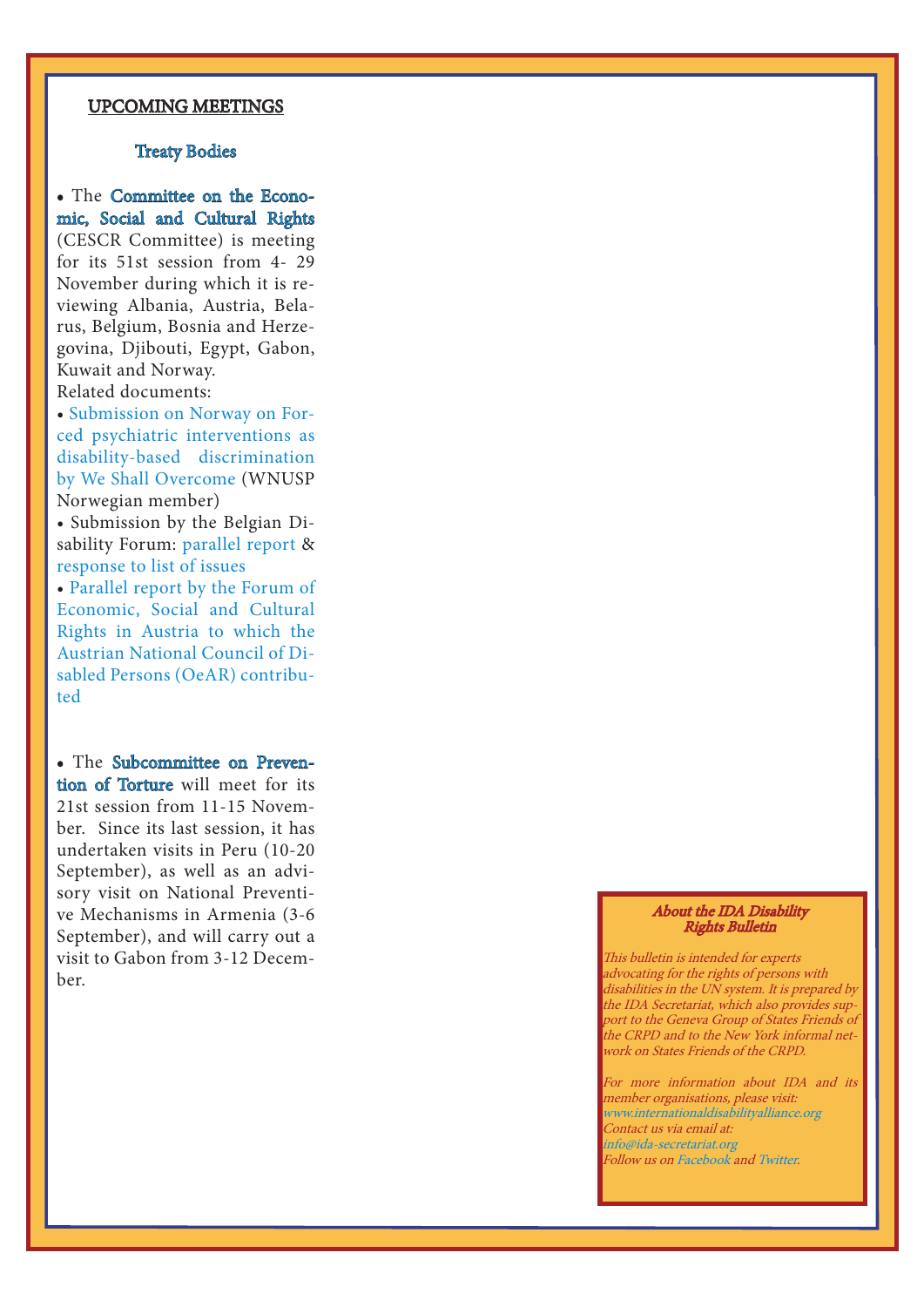## UPCOMING MEETINGS

### Treaty Bodies

- The **Committee on the Economic, Social and Cultural Rights** (CESCR Committee) is meeting for its 51st session from 4- 29 November during which it is reviewing Albania, Austria, Belarus, Belgium, Bosnia and Herzegovina, Djibouti, Egypt, Gabon, Kuwait and Norway.

Related documents:

- Submission on Norway on Forced psychiatric interventions as disability-based discrimination by We Shall Overcome (WNUSP Norwegian member)
- Submission by the Belgian Disability Forum: parallel report & response to list of issues
- Parallel report by the Forum of Economic, Social and Cultural Rights in Austria to which the Austrian National Council of Disabled Persons (OeAR) contributed

- The **Subcommittee on Prevention of Torture** will meet for its 21st session from 11-15 November. Since its last session, it has undertaken visits in Peru (10-20 September), as well as an advisory visit on National Preventive Mechanisms in Armenia (3-6 September), and will carry out a visit to Gabon from 3-12 December.

***About the IDA Disability Rights Bulletin***

*This bulletin is intended for experts advocating for the rights of persons with disabilities in the UN system. It is prepared by the IDA Secretariat, which also provides support to the Geneva Group of States Friends of the CRPD and to the New York informal network on States Friends of the CRPD.*

*For more information about IDA and its member organisations, please visit: www.internationaldisabilityalliance.org*
*Contact us via email at: info@ida-secretariat.org*
*Follow us on Facebook and Twitter.*